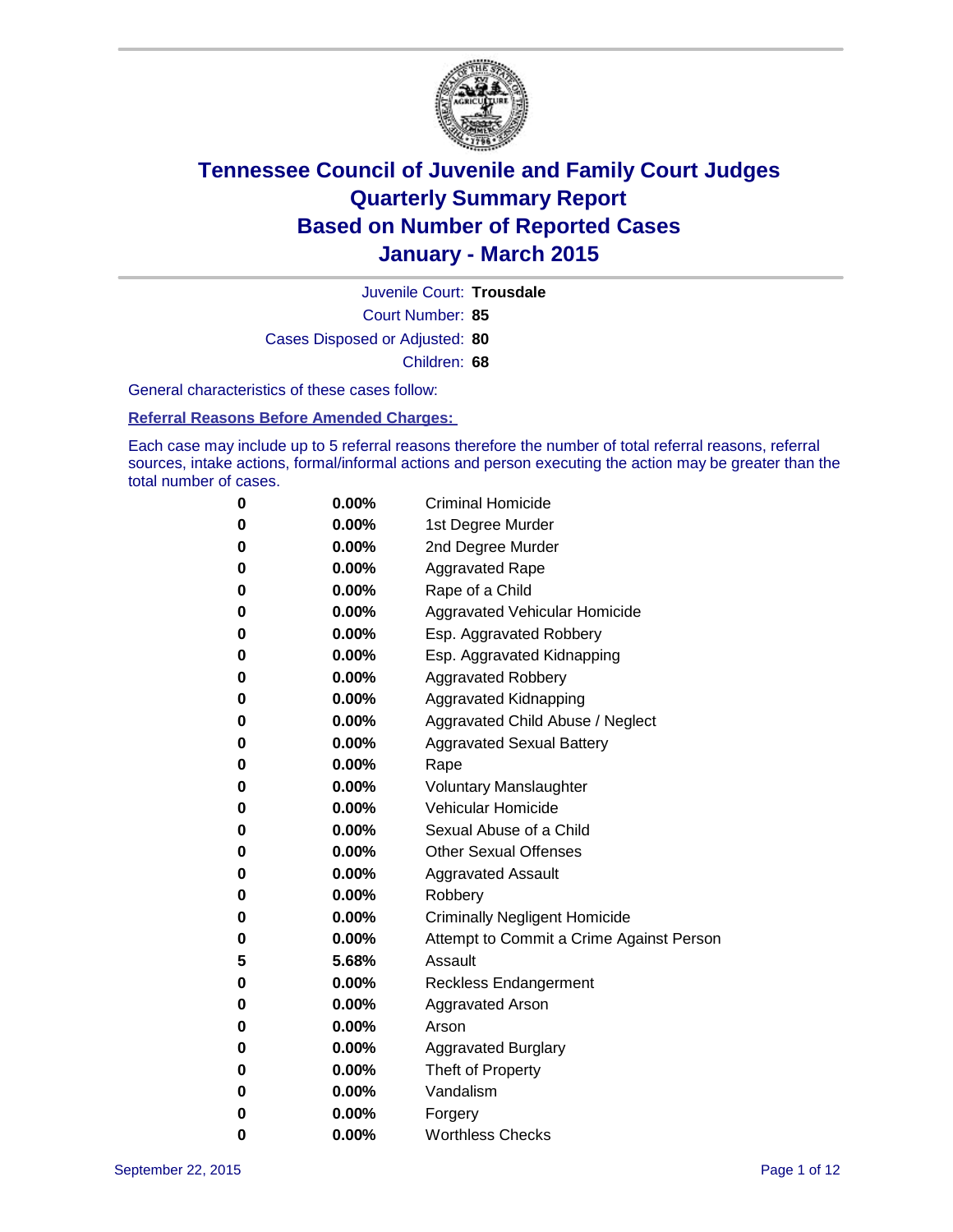# Tennessee Council of Juvenile and Family Court Judges
# Quarterly Summary Report
# Based on Number of Reported Cases
# January - March 2015

Juvenile Court: **Trousdale**

Court Number: **85**

Cases Disposed or Adjusted: **80**

Children: **68**

General characteristics of these cases follow:

**Referral Reasons Before Amended Charges:**

Each case may include up to 5 referral reasons therefore the number of total referral reasons, referral sources, intake actions, formal/informal actions and person executing the action may be greater than the total number of cases.

| Count | Percent | Referral Reason |
|---|---|---|
| **0** | **0.00%** | Criminal Homicide |
| **0** | **0.00%** | 1st Degree Murder |
| **0** | **0.00%** | 2nd Degree Murder |
| **0** | **0.00%** | Aggravated Rape |
| **0** | **0.00%** | Rape of a Child |
| **0** | **0.00%** | Aggravated Vehicular Homicide |
| **0** | **0.00%** | Esp. Aggravated Robbery |
| **0** | **0.00%** | Esp. Aggravated Kidnapping |
| **0** | **0.00%** | Aggravated Robbery |
| **0** | **0.00%** | Aggravated Kidnapping |
| **0** | **0.00%** | Aggravated Child Abuse / Neglect |
| **0** | **0.00%** | Aggravated Sexual Battery |
| **0** | **0.00%** | Rape |
| **0** | **0.00%** | Voluntary Manslaughter |
| **0** | **0.00%** | Vehicular Homicide |
| **0** | **0.00%** | Sexual Abuse of a Child |
| **0** | **0.00%** | Other Sexual Offenses |
| **0** | **0.00%** | Aggravated Assault |
| **0** | **0.00%** | Robbery |
| **0** | **0.00%** | Criminally Negligent Homicide |
| **0** | **0.00%** | Attempt to Commit a Crime Against Person |
| **5** | **5.68%** | Assault |
| **0** | **0.00%** | Reckless Endangerment |
| **0** | **0.00%** | Aggravated Arson |
| **0** | **0.00%** | Arson |
| **0** | **0.00%** | Aggravated Burglary |
| **0** | **0.00%** | Theft of Property |
| **0** | **0.00%** | Vandalism |
| **0** | **0.00%** | Forgery |
| **0** | **0.00%** | Worthless Checks |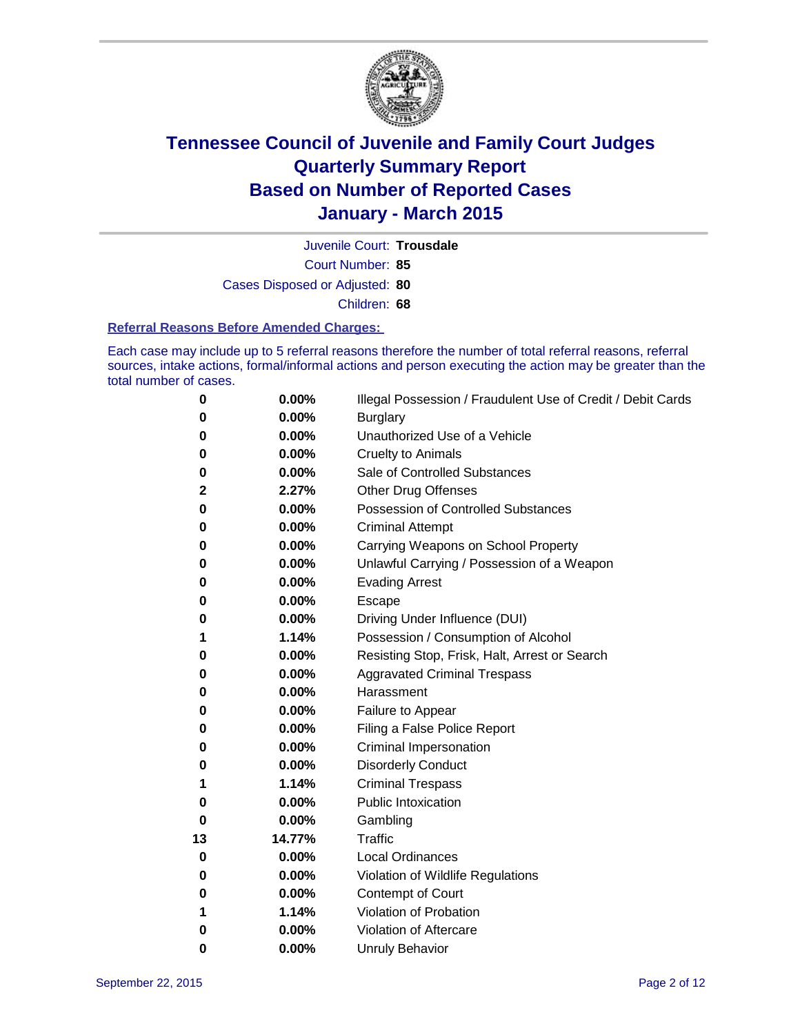# Tennessee Council of Juvenile and Family Court Judges
# Quarterly Summary Report
# Based on Number of Reported Cases
# January - March 2015

Juvenile Court: **Trousdale**

Court Number: **85**

Cases Disposed or Adjusted: **80**

Children: **68**

### Referral Reasons Before Amended Charges:

Each case may include up to 5 referral reasons therefore the number of total referral reasons, referral sources, intake actions, formal/informal actions and person executing the action may be greater than the total number of cases.

| Count | Percent | Referral Reason |
|---|---|---|
| 0 | 0.00% | Illegal Possession / Fraudulent Use of Credit / Debit Cards |
| 0 | 0.00% | Burglary |
| 0 | 0.00% | Unauthorized Use of a Vehicle |
| 0 | 0.00% | Cruelty to Animals |
| 0 | 0.00% | Sale of Controlled Substances |
| 2 | 2.27% | Other Drug Offenses |
| 0 | 0.00% | Possession of Controlled Substances |
| 0 | 0.00% | Criminal Attempt |
| 0 | 0.00% | Carrying Weapons on School Property |
| 0 | 0.00% | Unlawful Carrying / Possession of a Weapon |
| 0 | 0.00% | Evading Arrest |
| 0 | 0.00% | Escape |
| 0 | 0.00% | Driving Under Influence (DUI) |
| 1 | 1.14% | Possession / Consumption of Alcohol |
| 0 | 0.00% | Resisting Stop, Frisk, Halt, Arrest or Search |
| 0 | 0.00% | Aggravated Criminal Trespass |
| 0 | 0.00% | Harassment |
| 0 | 0.00% | Failure to Appear |
| 0 | 0.00% | Filing a False Police Report |
| 0 | 0.00% | Criminal Impersonation |
| 0 | 0.00% | Disorderly Conduct |
| 1 | 1.14% | Criminal Trespass |
| 0 | 0.00% | Public Intoxication |
| 0 | 0.00% | Gambling |
| 13 | 14.77% | Traffic |
| 0 | 0.00% | Local Ordinances |
| 0 | 0.00% | Violation of Wildlife Regulations |
| 0 | 0.00% | Contempt of Court |
| 1 | 1.14% | Violation of Probation |
| 0 | 0.00% | Violation of Aftercare |
| 0 | 0.00% | Unruly Behavior |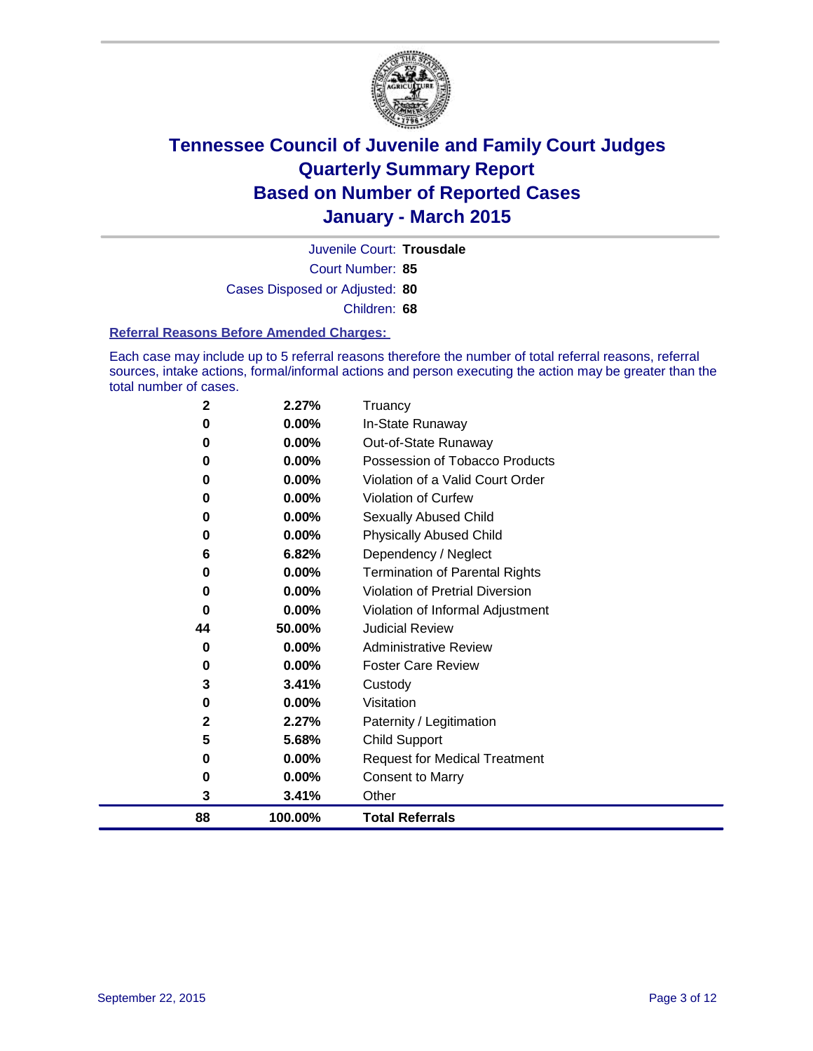# Tennessee Council of Juvenile and Family Court Judges
## Quarterly Summary Report
## Based on Number of Reported Cases
## January - March 2015

Juvenile Court: **Trousdale**

Court Number: **85**

Cases Disposed or Adjusted: **80**

Children: **68**

### Referral Reasons Before Amended Charges:

Each case may include up to 5 referral reasons therefore the number of total referral reasons, referral sources, intake actions, formal/informal actions and person executing the action may be greater than the total number of cases.

| Count | Percent | Referral Reason |
|---|---|---|
| 2 | 2.27% | Truancy |
| 0 | 0.00% | In-State Runaway |
| 0 | 0.00% | Out-of-State Runaway |
| 0 | 0.00% | Possession of Tobacco Products |
| 0 | 0.00% | Violation of a Valid Court Order |
| 0 | 0.00% | Violation of Curfew |
| 0 | 0.00% | Sexually Abused Child |
| 0 | 0.00% | Physically Abused Child |
| 6 | 6.82% | Dependency / Neglect |
| 0 | 0.00% | Termination of Parental Rights |
| 0 | 0.00% | Violation of Pretrial Diversion |
| 0 | 0.00% | Violation of Informal Adjustment |
| 44 | 50.00% | Judicial Review |
| 0 | 0.00% | Administrative Review |
| 0 | 0.00% | Foster Care Review |
| 3 | 3.41% | Custody |
| 0 | 0.00% | Visitation |
| 2 | 2.27% | Paternity / Legitimation |
| 5 | 5.68% | Child Support |
| 0 | 0.00% | Request for Medical Treatment |
| 0 | 0.00% | Consent to Marry |
| 3 | 3.41% | Other |
| **88** | **100.00%** | **Total Referrals** |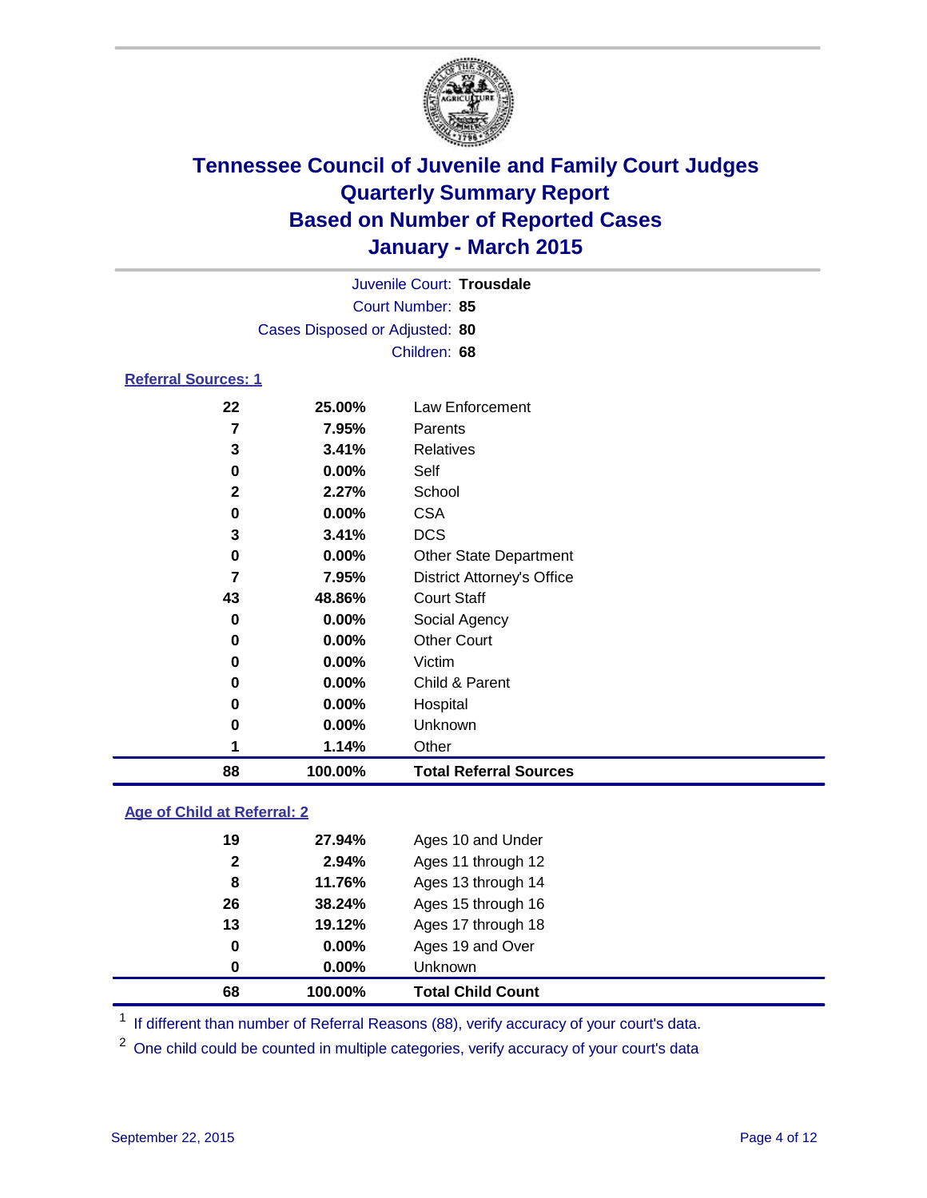# Tennessee Council of Juvenile and Family Court Judges
## Quarterly Summary Report
## Based on Number of Reported Cases
## January - March 2015

Juvenile Court: **Trousdale**
Court Number: **85**
Cases Disposed or Adjusted: **80**
Children: **68**

### Referral Sources: 1

| Count | Percent | Source |
|---|---|---|
| 22 | 25.00% | Law Enforcement |
| 7 | 7.95% | Parents |
| 3 | 3.41% | Relatives |
| 0 | 0.00% | Self |
| 2 | 2.27% | School |
| 0 | 0.00% | CSA |
| 3 | 3.41% | DCS |
| 0 | 0.00% | Other State Department |
| 7 | 7.95% | District Attorney's Office |
| 43 | 48.86% | Court Staff |
| 0 | 0.00% | Social Agency |
| 0 | 0.00% | Other Court |
| 0 | 0.00% | Victim |
| 0 | 0.00% | Child & Parent |
| 0 | 0.00% | Hospital |
| 0 | 0.00% | Unknown |
| 1 | 1.14% | Other |
| **88** | **100.00%** | **Total Referral Sources** |

### Age of Child at Referral: 2

| Count | Percent | Age |
|---|---|---|
| 19 | 27.94% | Ages 10 and Under |
| 2 | 2.94% | Ages 11 through 12 |
| 8 | 11.76% | Ages 13 through 14 |
| 26 | 38.24% | Ages 15 through 16 |
| 13 | 19.12% | Ages 17 through 18 |
| 0 | 0.00% | Ages 19 and Over |
| 0 | 0.00% | Unknown |
| **68** | **100.00%** | **Total Child Count** |

[1] If different than number of Referral Reasons (88), verify accuracy of your court's data.

[2] One child could be counted in multiple categories, verify accuracy of your court's data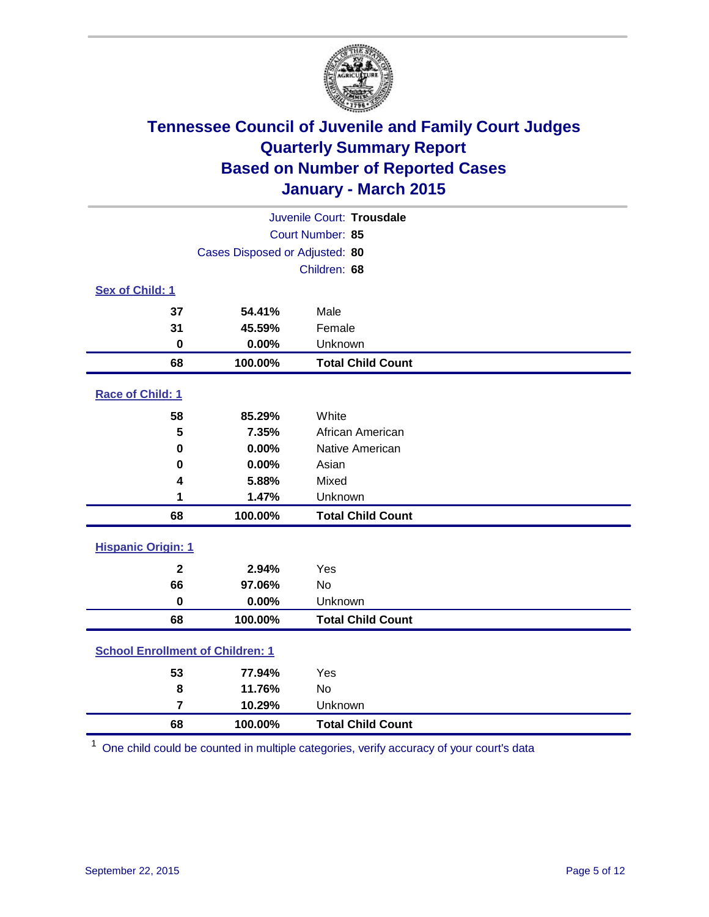# Tennessee Council of Juvenile and Family Court Judges
## Quarterly Summary Report
## Based on Number of Reported Cases
## January - March 2015

Juvenile Court: **Trousdale**
Court Number: **85**
Cases Disposed or Adjusted: **80**
Children: **68**

### Sex of Child: 1

| Count | Percent | Category |
|---|---|---|
| 37 | 54.41% | Male |
| 31 | 45.59% | Female |
| 0 | 0.00% | Unknown |
| **68** | **100.00%** | **Total Child Count** |

### Race of Child: 1

| Count | Percent | Category |
|---|---|---|
| 58 | 85.29% | White |
| 5 | 7.35% | African American |
| 0 | 0.00% | Native American |
| 0 | 0.00% | Asian |
| 4 | 5.88% | Mixed |
| 1 | 1.47% | Unknown |
| **68** | **100.00%** | **Total Child Count** |

### Hispanic Origin: 1

| Count | Percent | Category |
|---|---|---|
| 2 | 2.94% | Yes |
| 66 | 97.06% | No |
| 0 | 0.00% | Unknown |
| **68** | **100.00%** | **Total Child Count** |

### School Enrollment of Children: 1

| Count | Percent | Category |
|---|---|---|
| 53 | 77.94% | Yes |
| 8 | 11.76% | No |
| 7 | 10.29% | Unknown |
| **68** | **100.00%** | **Total Child Count** |

[1] One child could be counted in multiple categories, verify accuracy of your court's data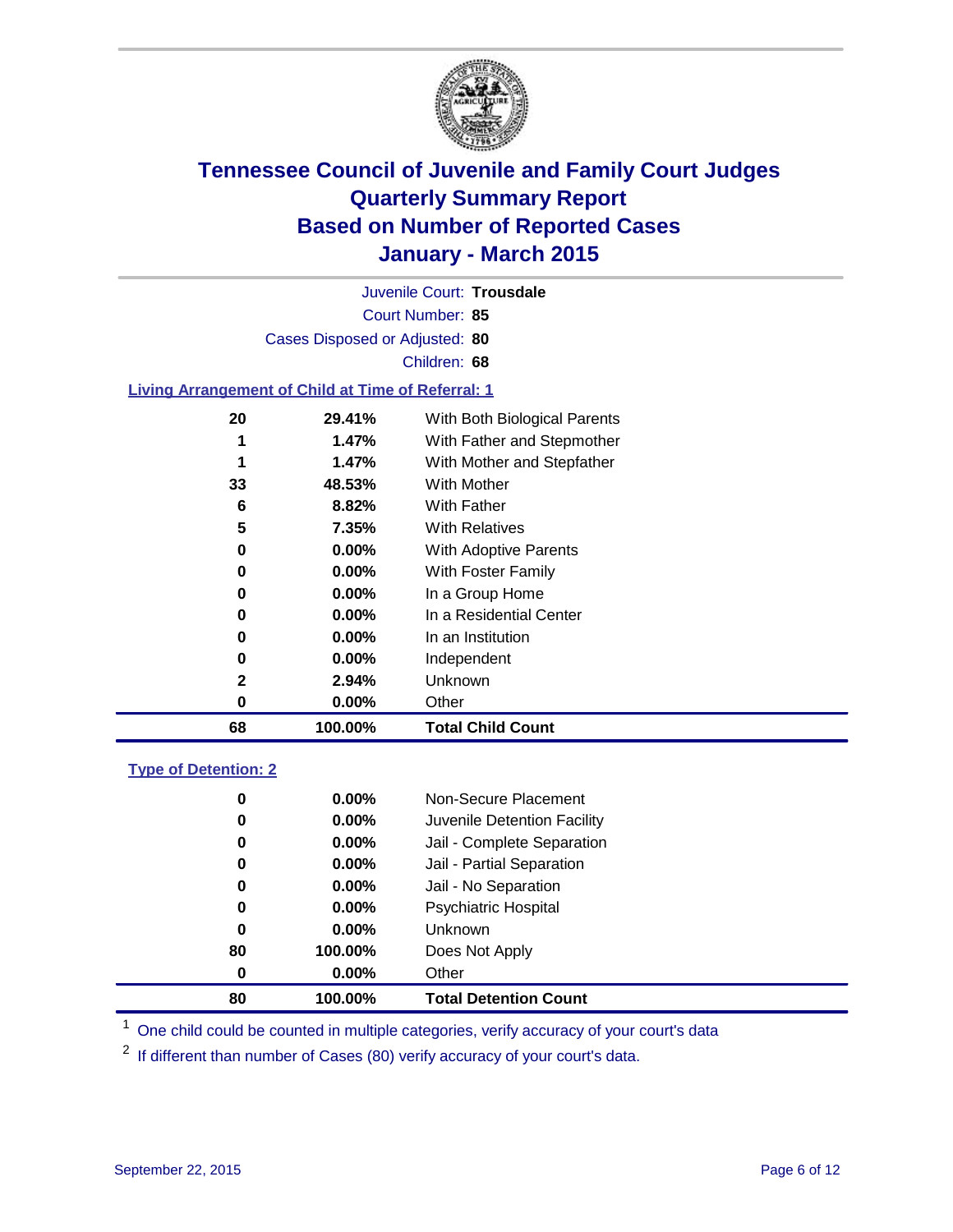# Tennessee Council of Juvenile and Family Court Judges
# Quarterly Summary Report
# Based on Number of Reported Cases
# January - March 2015

Juvenile Court: **Trousdale**
Court Number: **85**
Cases Disposed or Adjusted: **80**
Children: **68**

### Living Arrangement of Child at Time of Referral: 1

| Count | Percent | Living Arrangement |
|---|---|---|
| 20 | 29.41% | With Both Biological Parents |
| 1 | 1.47% | With Father and Stepmother |
| 1 | 1.47% | With Mother and Stepfather |
| 33 | 48.53% | With Mother |
| 6 | 8.82% | With Father |
| 5 | 7.35% | With Relatives |
| 0 | 0.00% | With Adoptive Parents |
| 0 | 0.00% | With Foster Family |
| 0 | 0.00% | In a Group Home |
| 0 | 0.00% | In a Residential Center |
| 0 | 0.00% | In an Institution |
| 0 | 0.00% | Independent |
| 2 | 2.94% | Unknown |
| 0 | 0.00% | Other |
| **68** | **100.00%** | **Total Child Count** |

### Type of Detention: 2

| Count | Percent | Type of Detention |
|---|---|---|
| 0 | 0.00% | Non-Secure Placement |
| 0 | 0.00% | Juvenile Detention Facility |
| 0 | 0.00% | Jail - Complete Separation |
| 0 | 0.00% | Jail - Partial Separation |
| 0 | 0.00% | Jail - No Separation |
| 0 | 0.00% | Psychiatric Hospital |
| 0 | 0.00% | Unknown |
| 80 | 100.00% | Does Not Apply |
| 0 | 0.00% | Other |
| **80** | **100.00%** | **Total Detention Count** |

[1] One child could be counted in multiple categories, verify accuracy of your court's data

[2] If different than number of Cases (80) verify accuracy of your court's data.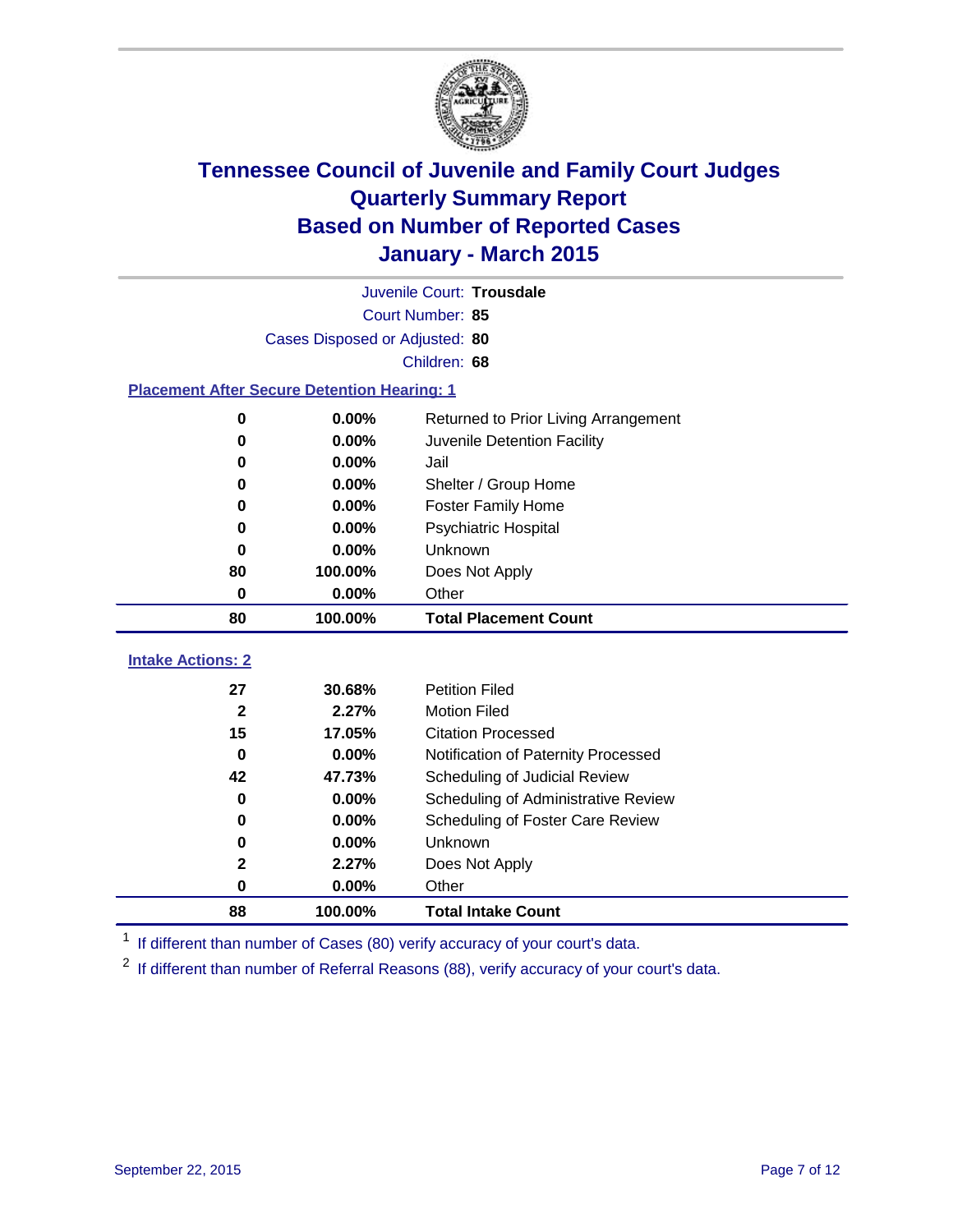# Tennessee Council of Juvenile and Family Court Judges
# Quarterly Summary Report
# Based on Number of Reported Cases
# January - March 2015

Juvenile Court: **Trousdale**
Court Number: **85**
Cases Disposed or Adjusted: **80**
Children: **68**

### Placement After Secure Detention Hearing: 1

| Count | Percent | Placement |
|---|---|---|
| 0 | 0.00% | Returned to Prior Living Arrangement |
| 0 | 0.00% | Juvenile Detention Facility |
| 0 | 0.00% | Jail |
| 0 | 0.00% | Shelter / Group Home |
| 0 | 0.00% | Foster Family Home |
| 0 | 0.00% | Psychiatric Hospital |
| 0 | 0.00% | Unknown |
| 80 | 100.00% | Does Not Apply |
| 0 | 0.00% | Other |
| **80** | **100.00%** | **Total Placement Count** |

### Intake Actions: 2

| Count | Percent | Intake Action |
|---|---|---|
| 27 | 30.68% | Petition Filed |
| 2 | 2.27% | Motion Filed |
| 15 | 17.05% | Citation Processed |
| 0 | 0.00% | Notification of Paternity Processed |
| 42 | 47.73% | Scheduling of Judicial Review |
| 0 | 0.00% | Scheduling of Administrative Review |
| 0 | 0.00% | Scheduling of Foster Care Review |
| 0 | 0.00% | Unknown |
| 2 | 2.27% | Does Not Apply |
| 0 | 0.00% | Other |
| **88** | **100.00%** | **Total Intake Count** |

[1] If different than number of Cases (80) verify accuracy of your court's data.

[2] If different than number of Referral Reasons (88), verify accuracy of your court's data.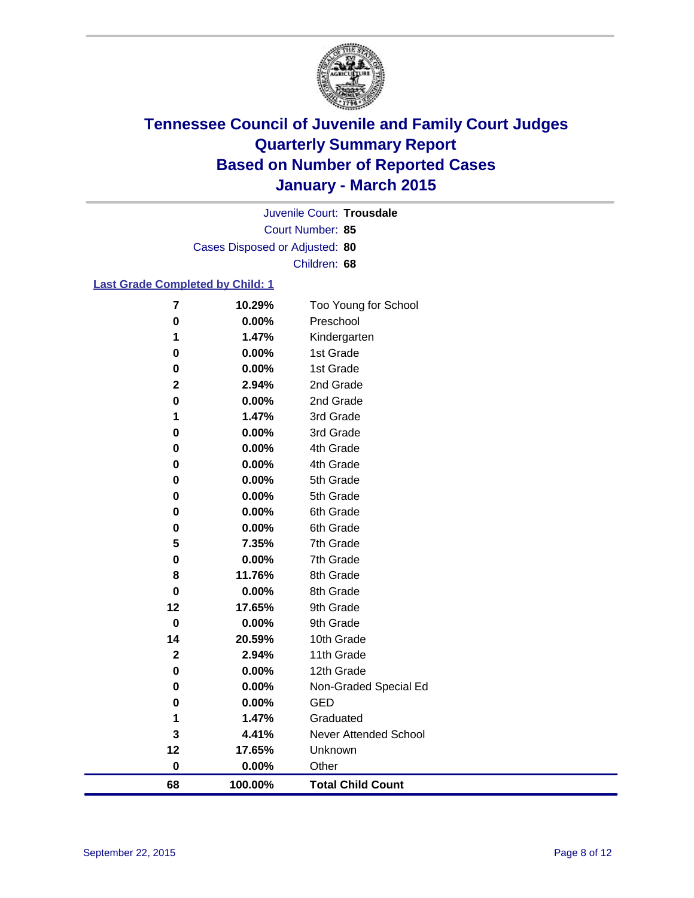# Tennessee Council of Juvenile and Family Court Judges
## Quarterly Summary Report
## Based on Number of Reported Cases
## January - March 2015

Juvenile Court: **Trousdale**

Court Number: **85**

Cases Disposed or Adjusted: **80**

Children: **68**

### Last Grade Completed by Child: 1

| Count | Percent | Grade |
|---|---|---|
| 7 | 10.29% | Too Young for School |
| 0 | 0.00% | Preschool |
| 1 | 1.47% | Kindergarten |
| 0 | 0.00% | 1st Grade |
| 0 | 0.00% | 1st Grade |
| 2 | 2.94% | 2nd Grade |
| 0 | 0.00% | 2nd Grade |
| 1 | 1.47% | 3rd Grade |
| 0 | 0.00% | 3rd Grade |
| 0 | 0.00% | 4th Grade |
| 0 | 0.00% | 4th Grade |
| 0 | 0.00% | 5th Grade |
| 0 | 0.00% | 5th Grade |
| 0 | 0.00% | 6th Grade |
| 0 | 0.00% | 6th Grade |
| 5 | 7.35% | 7th Grade |
| 0 | 0.00% | 7th Grade |
| 8 | 11.76% | 8th Grade |
| 0 | 0.00% | 8th Grade |
| 12 | 17.65% | 9th Grade |
| 0 | 0.00% | 9th Grade |
| 14 | 20.59% | 10th Grade |
| 2 | 2.94% | 11th Grade |
| 0 | 0.00% | 12th Grade |
| 0 | 0.00% | Non-Graded Special Ed |
| 0 | 0.00% | GED |
| 1 | 1.47% | Graduated |
| 3 | 4.41% | Never Attended School |
| 12 | 17.65% | Unknown |
| 0 | 0.00% | Other |
| **68** | **100.00%** | **Total Child Count** |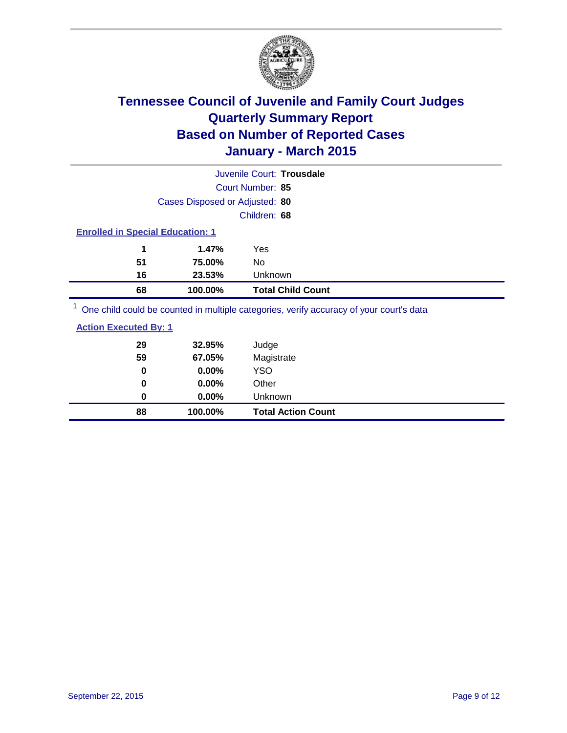# Tennessee Council of Juvenile and Family Court Judges
# Quarterly Summary Report
# Based on Number of Reported Cases
# January - March 2015

Juvenile Court: **Trousdale**

Court Number: **85**

Cases Disposed or Adjusted: **80**

Children: **68**

**Enrolled in Special Education: 1**

| | | |
|---|---|---|
| **1** | **1.47%** | Yes |
| **51** | **75.00%** | No |
| **16** | **23.53%** | Unknown |
| **68** | **100.00%** | **Total Child Count** |

[1] One child could be counted in multiple categories, verify accuracy of your court's data

**Action Executed By: 1**

| | | |
|---|---|---|
| **29** | **32.95%** | Judge |
| **59** | **67.05%** | Magistrate |
| **0** | **0.00%** | YSO |
| **0** | **0.00%** | Other |
| **0** | **0.00%** | Unknown |
| **88** | **100.00%** | **Total Action Count** |

September 22, 2015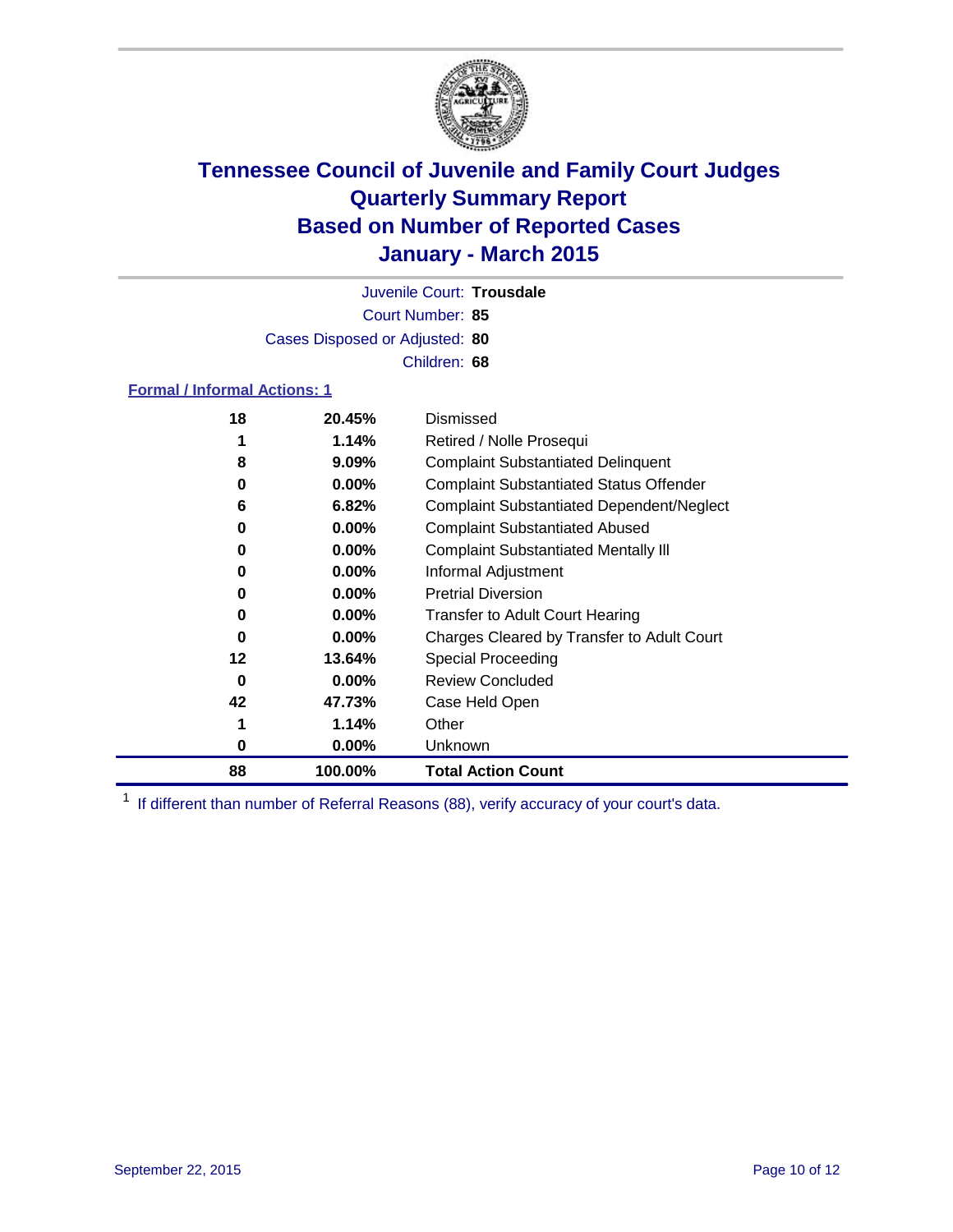# Tennessee Council of Juvenile and Family Court Judges
## Quarterly Summary Report
## Based on Number of Reported Cases
## January - March 2015

Juvenile Court: **Trousdale**
Court Number: **85**
Cases Disposed or Adjusted: **80**
Children: **68**

### Formal / Informal Actions: 1

| Count | Percent | Action |
|---|---|---|
| 18 | 20.45% | Dismissed |
| 1 | 1.14% | Retired / Nolle Prosequi |
| 8 | 9.09% | Complaint Substantiated Delinquent |
| 0 | 0.00% | Complaint Substantiated Status Offender |
| 6 | 6.82% | Complaint Substantiated Dependent/Neglect |
| 0 | 0.00% | Complaint Substantiated Abused |
| 0 | 0.00% | Complaint Substantiated Mentally Ill |
| 0 | 0.00% | Informal Adjustment |
| 0 | 0.00% | Pretrial Diversion |
| 0 | 0.00% | Transfer to Adult Court Hearing |
| 0 | 0.00% | Charges Cleared by Transfer to Adult Court |
| 12 | 13.64% | Special Proceeding |
| 0 | 0.00% | Review Concluded |
| 42 | 47.73% | Case Held Open |
| 1 | 1.14% | Other |
| 0 | 0.00% | Unknown |
| **88** | **100.00%** | **Total Action Count** |

[1] If different than number of Referral Reasons (88), verify accuracy of your court's data.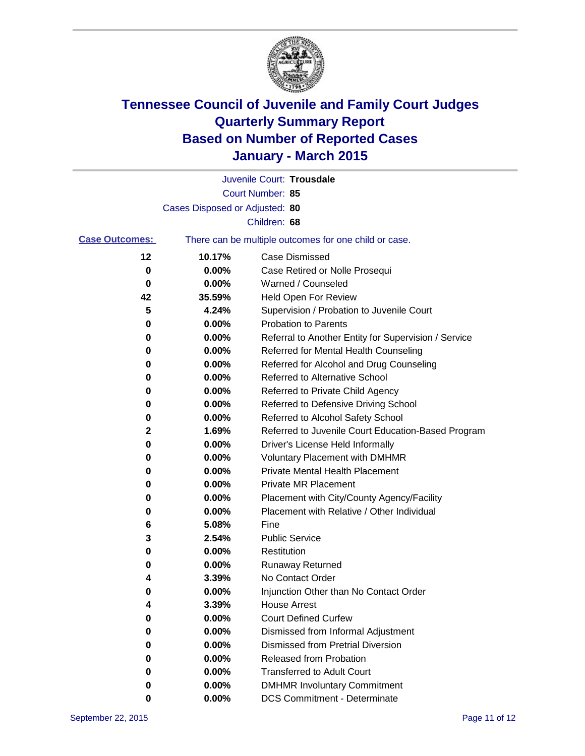# Tennessee Council of Juvenile and Family Court Judges
## Quarterly Summary Report
## Based on Number of Reported Cases
## January - March 2015

Juvenile Court: **Trousdale**

Court Number: **85**

Cases Disposed or Adjusted: **80**

Children: **68**

**Case Outcomes:** There can be multiple outcomes for one child or case.

| Count | Percent | Outcome |
|---|---|---|
| 12 | 10.17% | Case Dismissed |
| 0 | 0.00% | Case Retired or Nolle Prosequi |
| 0 | 0.00% | Warned / Counseled |
| 42 | 35.59% | Held Open For Review |
| 5 | 4.24% | Supervision / Probation to Juvenile Court |
| 0 | 0.00% | Probation to Parents |
| 0 | 0.00% | Referral to Another Entity for Supervision / Service |
| 0 | 0.00% | Referred for Mental Health Counseling |
| 0 | 0.00% | Referred for Alcohol and Drug Counseling |
| 0 | 0.00% | Referred to Alternative School |
| 0 | 0.00% | Referred to Private Child Agency |
| 0 | 0.00% | Referred to Defensive Driving School |
| 0 | 0.00% | Referred to Alcohol Safety School |
| 2 | 1.69% | Referred to Juvenile Court Education-Based Program |
| 0 | 0.00% | Driver's License Held Informally |
| 0 | 0.00% | Voluntary Placement with DMHMR |
| 0 | 0.00% | Private Mental Health Placement |
| 0 | 0.00% | Private MR Placement |
| 0 | 0.00% | Placement with City/County Agency/Facility |
| 0 | 0.00% | Placement with Relative / Other Individual |
| 6 | 5.08% | Fine |
| 3 | 2.54% | Public Service |
| 0 | 0.00% | Restitution |
| 0 | 0.00% | Runaway Returned |
| 4 | 3.39% | No Contact Order |
| 0 | 0.00% | Injunction Other than No Contact Order |
| 4 | 3.39% | House Arrest |
| 0 | 0.00% | Court Defined Curfew |
| 0 | 0.00% | Dismissed from Informal Adjustment |
| 0 | 0.00% | Dismissed from Pretrial Diversion |
| 0 | 0.00% | Released from Probation |
| 0 | 0.00% | Transferred to Adult Court |
| 0 | 0.00% | DMHMR Involuntary Commitment |
| 0 | 0.00% | DCS Commitment - Determinate |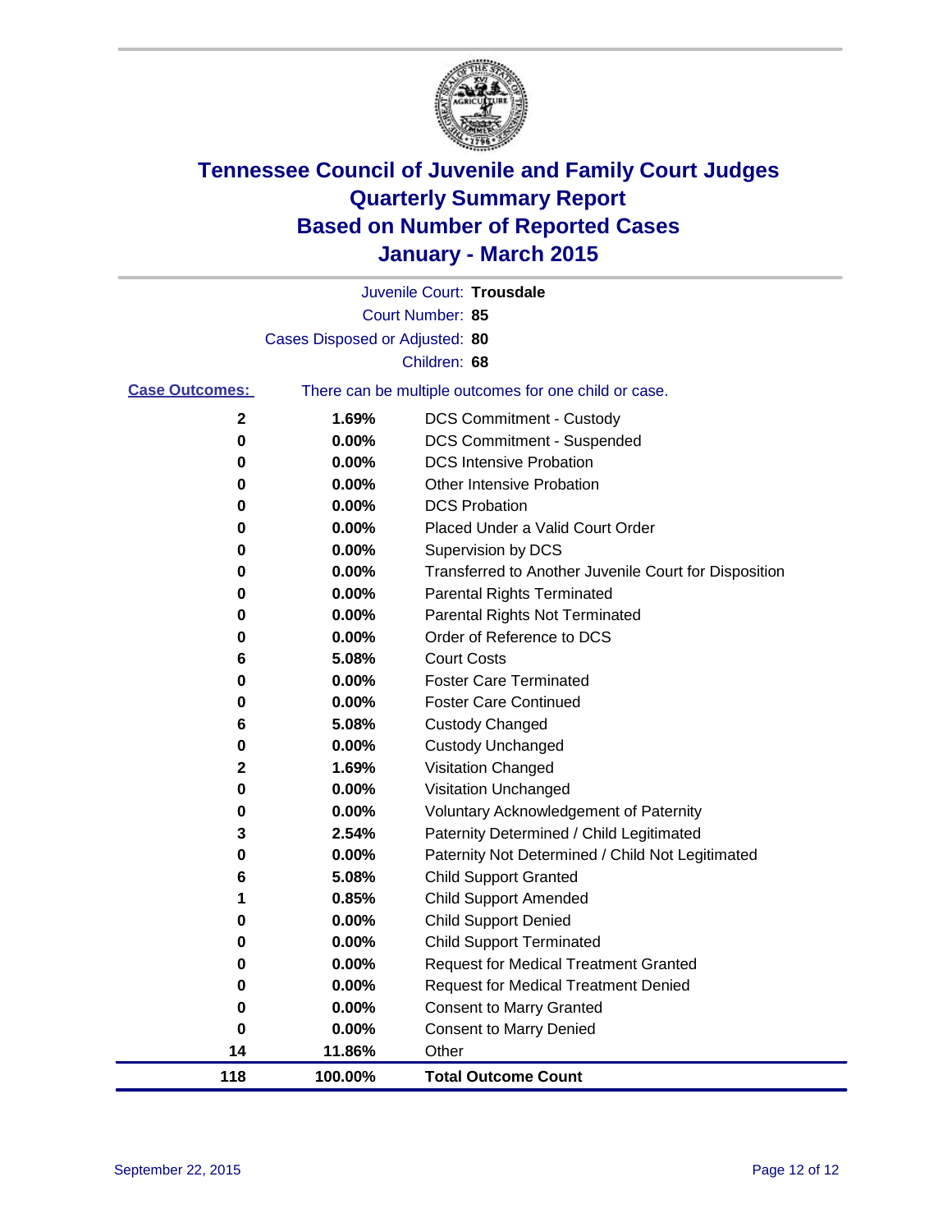# Tennessee Council of Juvenile and Family Court Judges
# Quarterly Summary Report
# Based on Number of Reported Cases
# January - March 2015

Juvenile Court: **Trousdale**

Court Number: **85**

Cases Disposed or Adjusted: **80**

Children: **68**

**Case Outcomes:** There can be multiple outcomes for one child or case.

| | | |
|---|---|---|
| 2 | 1.69% | DCS Commitment - Custody |
| 0 | 0.00% | DCS Commitment - Suspended |
| 0 | 0.00% | DCS Intensive Probation |
| 0 | 0.00% | Other Intensive Probation |
| 0 | 0.00% | DCS Probation |
| 0 | 0.00% | Placed Under a Valid Court Order |
| 0 | 0.00% | Supervision by DCS |
| 0 | 0.00% | Transferred to Another Juvenile Court for Disposition |
| 0 | 0.00% | Parental Rights Terminated |
| 0 | 0.00% | Parental Rights Not Terminated |
| 0 | 0.00% | Order of Reference to DCS |
| 6 | 5.08% | Court Costs |
| 0 | 0.00% | Foster Care Terminated |
| 0 | 0.00% | Foster Care Continued |
| 6 | 5.08% | Custody Changed |
| 0 | 0.00% | Custody Unchanged |
| 2 | 1.69% | Visitation Changed |
| 0 | 0.00% | Visitation Unchanged |
| 0 | 0.00% | Voluntary Acknowledgement of Paternity |
| 3 | 2.54% | Paternity Determined / Child Legitimated |
| 0 | 0.00% | Paternity Not Determined / Child Not Legitimated |
| 6 | 5.08% | Child Support Granted |
| 1 | 0.85% | Child Support Amended |
| 0 | 0.00% | Child Support Denied |
| 0 | 0.00% | Child Support Terminated |
| 0 | 0.00% | Request for Medical Treatment Granted |
| 0 | 0.00% | Request for Medical Treatment Denied |
| 0 | 0.00% | Consent to Marry Granted |
| 0 | 0.00% | Consent to Marry Denied |
| 14 | 11.86% | Other |
| **118** | **100.00%** | **Total Outcome Count** |

September 22, 2015